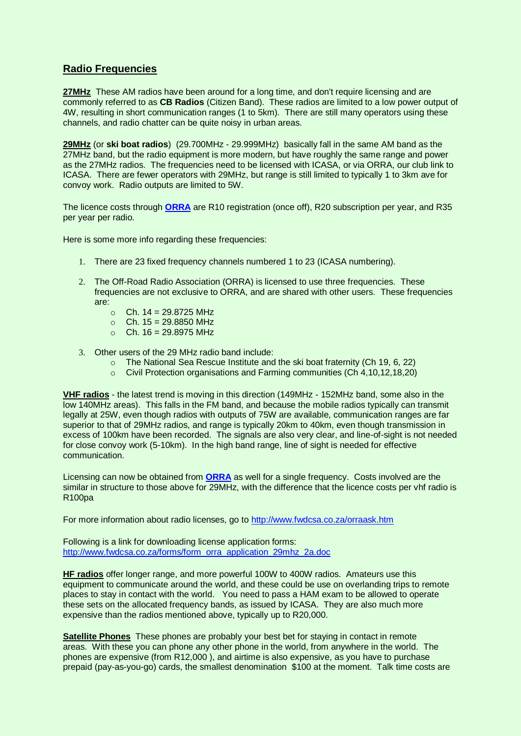## Radio Frequencies

**27MHz** These AM radios have been around for a long time, and don't require licensing and are commonly referred to as **CB Radios** (Citizen Band). These radios are limited to a low power output of 4W, resulting in short communication ranges (1 to 5km). There are still many operators using these channels, and radio chatter can be quite noisy in urban areas.

**29MHz** (or **ski boat radios**) (29.700MHz - 29.999MHz) basically fall in the same AM band as the 27MHz band, but the radio equipment is more modern, but have roughly the same range and power as the 27MHz radios. The frequencies need to be licensed with ICASA, or via ORRA, our club link to ICASA. There are fewer operators with 29MHz, but range is still limited to typically 1 to 3km ave for convoy work. Radio outputs are limited to 5W.

The licence costs through **ORRA** are R10 registration (once off), R20 subscription per year, and R35 per year per radio.

Here is some more info regarding these frequencies:

1. There are 23 fixed frequency channels numbered 1 to 23 (ICASA numbering).
2. The Off-Road Radio Association (ORRA) is licensed to use three frequencies. These frequencies are not exclusive to ORRA, and are shared with other users. These frequencies are:
   - Ch. 14 = 29.8725 MHz
   - Ch. 15 = 29.8850 MHz
   - Ch. 16 = 29.8975 MHz
3. Other users of the 29 MHz radio band include:
   - The National Sea Rescue Institute and the ski boat fraternity (Ch 19, 6, 22)
   - Civil Protection organisations and Farming communities (Ch 4,10,12,18,20)

**VHF radios** - the latest trend is moving in this direction (149MHz - 152MHz band, some also in the low 140MHz areas). This falls in the FM band, and because the mobile radios typically can transmit legally at 25W, even though radios with outputs of 75W are available, communication ranges are far superior to that of 29MHz radios, and range is typically 20km to 40km, even though transmission in excess of 100km have been recorded. The signals are also very clear, and line-of-sight is not needed for close convoy work (5-10km). In the high band range, line of sight is needed for effective communication.

Licensing can now be obtained from **ORRA** as well for a single frequency. Costs involved are the similar in structure to those above for 29MHz, with the difference that the licence costs per vhf radio is R100pa

For more information about radio licenses, go to http://www.fwdcsa.co.za/orraask.htm

Following is a link for downloading license application forms:
http://www.fwdcsa.co.za/forms/form_orra_application_29mhz_2a.doc

**HF radios** offer longer range, and more powerful 100W to 400W radios. Amateurs use this equipment to communicate around the world, and these could be use on overlanding trips to remote places to stay in contact with the world. You need to pass a HAM exam to be allowed to operate these sets on the allocated frequency bands, as issued by ICASA. They are also much more expensive than the radios mentioned above, typically up to R20,000.

**Satellite Phones** These phones are probably your best bet for staying in contact in remote areas. With these you can phone any other phone in the world, from anywhere in the world. The phones are expensive (from R12,000 ), and airtime is also expensive, as you have to purchase prepaid (pay-as-you-go) cards, the smallest denomination $100 at the moment. Talk time costs are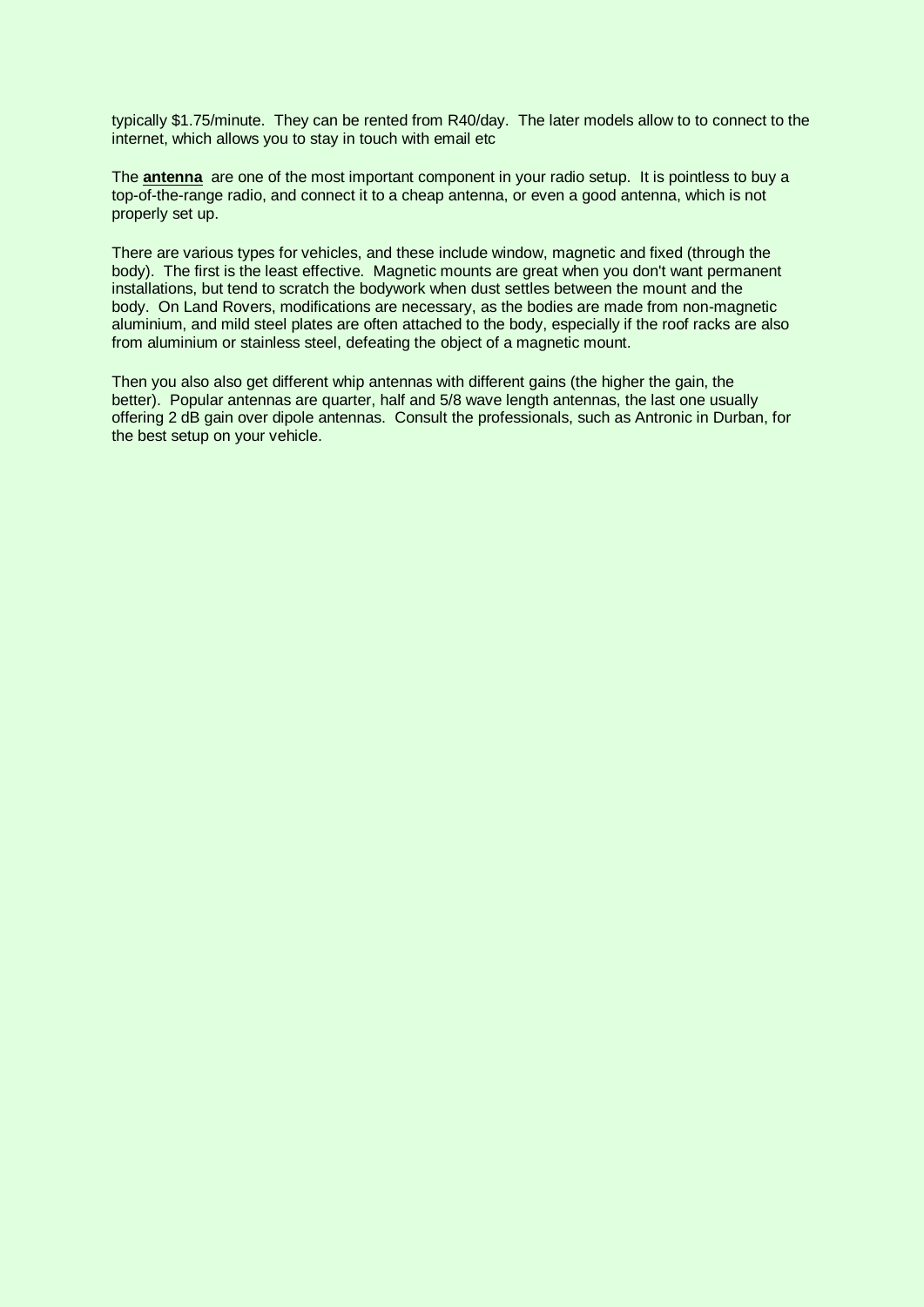typically $1.75/minute. They can be rented from R40/day. The later models allow to to connect to the internet, which allows you to stay in touch with email etc

The **antenna** are one of the most important component in your radio setup. It is pointless to buy a top-of-the-range radio, and connect it to a cheap antenna, or even a good antenna, which is not properly set up.

There are various types for vehicles, and these include window, magnetic and fixed (through the body). The first is the least effective. Magnetic mounts are great when you don't want permanent installations, but tend to scratch the bodywork when dust settles between the mount and the body. On Land Rovers, modifications are necessary, as the bodies are made from non-magnetic aluminium, and mild steel plates are often attached to the body, especially if the roof racks are also from aluminium or stainless steel, defeating the object of a magnetic mount.

Then you also also get different whip antennas with different gains (the higher the gain, the better). Popular antennas are quarter, half and 5/8 wave length antennas, the last one usually offering 2 dB gain over dipole antennas. Consult the professionals, such as Antronic in Durban, for the best setup on your vehicle.